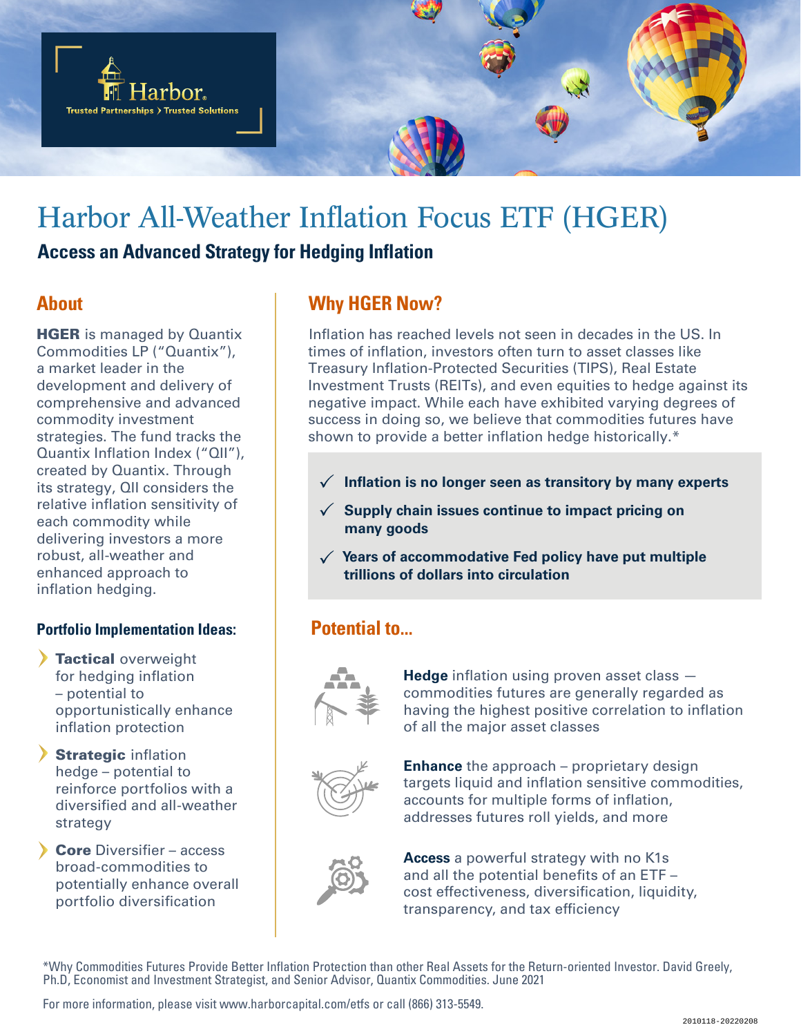Harbor

Trusted Partnerships > Trusted Solutions

# Harbor All-Weather Inflation Focus ETF (HGER)

### Access an Advanced Strategy for Hedging Inflation

## About

**HGER** is managed by Quantix Commodities LP ("Quantix"), a market leader in the development and delivery of comprehensive and advanced commodity investment strategies. The fund tracks the Quantix Inflation Index ("QII"), created by Quantix. Through its strategy, QII considers the relative inflation sensitivity of each commodity while delivering investors a more robust, all-weather and enhanced approach to inflation hedging.

### Portfolio Implementation Ideas:

- **Tactical** overweight for hedging inflation – potential to opportunistically enhance inflation protection
- **Strategic** inflation hedge – potential to reinforce portfolios with a diversified and all-weather strategy
- **Core** Diversifier – access broad-commodities to potentially enhance overall portfolio diversification

## Why HGER Now?

Inflation has reached levels not seen in decades in the US. In times of inflation, investors often turn to asset classes like Treasury Inflation-Protected Securities (TIPS), Real Estate Investment Trusts (REITs), and even equities to hedge against its negative impact. While each have exhibited varying degrees of success in doing so, we believe that commodities futures have shown to provide a better inflation hedge historically.*

- ✓ **Inflation is no longer seen as transitory by many experts**
- ✓ **Supply chain issues continue to impact pricing on many goods**
- ✓ **Years of accommodative Fed policy have put multiple trillions of dollars into circulation**

## Potential to...

**Hedge** inflation using proven asset class — commodities futures are generally regarded as having the highest positive correlation to inflation of all the major asset classes

**Enhance** the approach – proprietary design targets liquid and inflation sensitive commodities, accounts for multiple forms of inflation, addresses futures roll yields, and more

**Access** a powerful strategy with no K1s and all the potential benefits of an ETF – cost effectiveness, diversification, liquidity, transparency, and tax efficiency

*Why Commodities Futures Provide Better Inflation Protection than other Real Assets for the Return-oriented Investor. David Greely, Ph.D, Economist and Investment Strategist, and Senior Advisor, Quantix Commodities. June 2021

For more information, please visit www.harborcapital.com/etfs or call (866) 313-5549.

2010118-20220208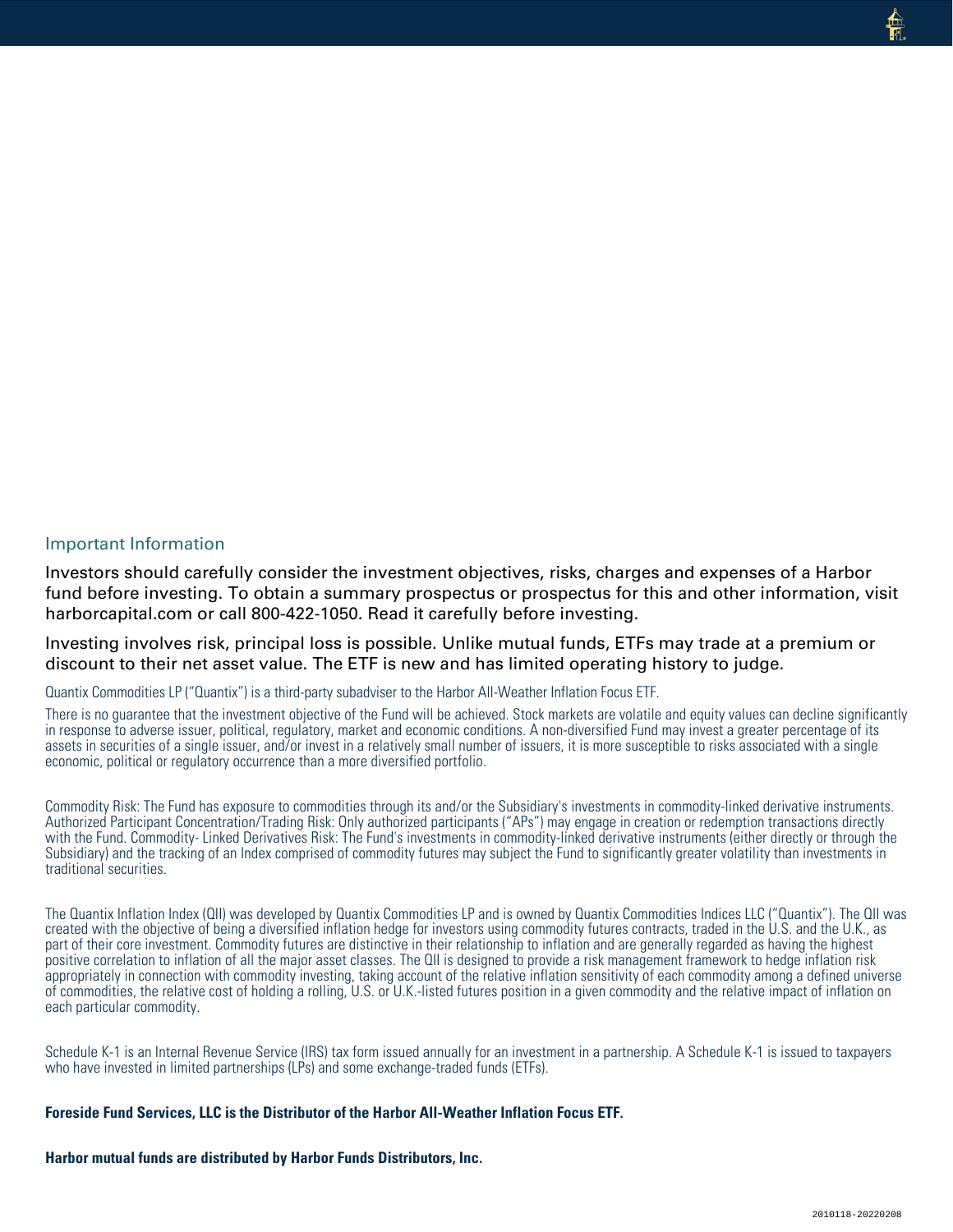## Important Information

Investors should carefully consider the investment objectives, risks, charges and expenses of a Harbor fund before investing. To obtain a summary prospectus or prospectus for this and other information, visit harborcapital.com or call 800-422-1050. Read it carefully before investing.

Investing involves risk, principal loss is possible. Unlike mutual funds, ETFs may trade at a premium or discount to their net asset value. The ETF is new and has limited operating history to judge.

Quantix Commodities LP ("Quantix") is a third-party subadviser to the Harbor All-Weather Inflation Focus ETF.

There is no guarantee that the investment objective of the Fund will be achieved. Stock markets are volatile and equity values can decline significantly in response to adverse issuer, political, regulatory, market and economic conditions. A non-diversified Fund may invest a greater percentage of its assets in securities of a single issuer, and/or invest in a relatively small number of issuers, it is more susceptible to risks associated with a single economic, political or regulatory occurrence than a more diversified portfolio.

Commodity Risk: The Fund has exposure to commodities through its and/or the Subsidiary's investments in commodity-linked derivative instruments. Authorized Participant Concentration/Trading Risk: Only authorized participants ("APs") may engage in creation or redemption transactions directly with the Fund. Commodity- Linked Derivatives Risk: The Fund's investments in commodity-linked derivative instruments (either directly or through the Subsidiary) and the tracking of an Index comprised of commodity futures may subject the Fund to significantly greater volatility than investments in traditional securities.

The Quantix Inflation Index (QII) was developed by Quantix Commodities LP and is owned by Quantix Commodities Indices LLC ("Quantix"). The QII was created with the objective of being a diversified inflation hedge for investors using commodity futures contracts, traded in the U.S. and the U.K., as part of their core investment. Commodity futures are distinctive in their relationship to inflation and are generally regarded as having the highest positive correlation to inflation of all the major asset classes. The QII is designed to provide a risk management framework to hedge inflation risk appropriately in connection with commodity investing, taking account of the relative inflation sensitivity of each commodity among a defined universe of commodities, the relative cost of holding a rolling, U.S. or U.K.-listed futures position in a given commodity and the relative impact of inflation on each particular commodity.

Schedule K-1 is an Internal Revenue Service (IRS) tax form issued annually for an investment in a partnership. A Schedule K-1 is issued to taxpayers who have invested in limited partnerships (LPs) and some exchange-traded funds (ETFs).

**Foreside Fund Services, LLC is the Distributor of the Harbor All-Weather Inflation Focus ETF.**

**Harbor mutual funds are distributed by Harbor Funds Distributors, Inc.**

2010118-20220208